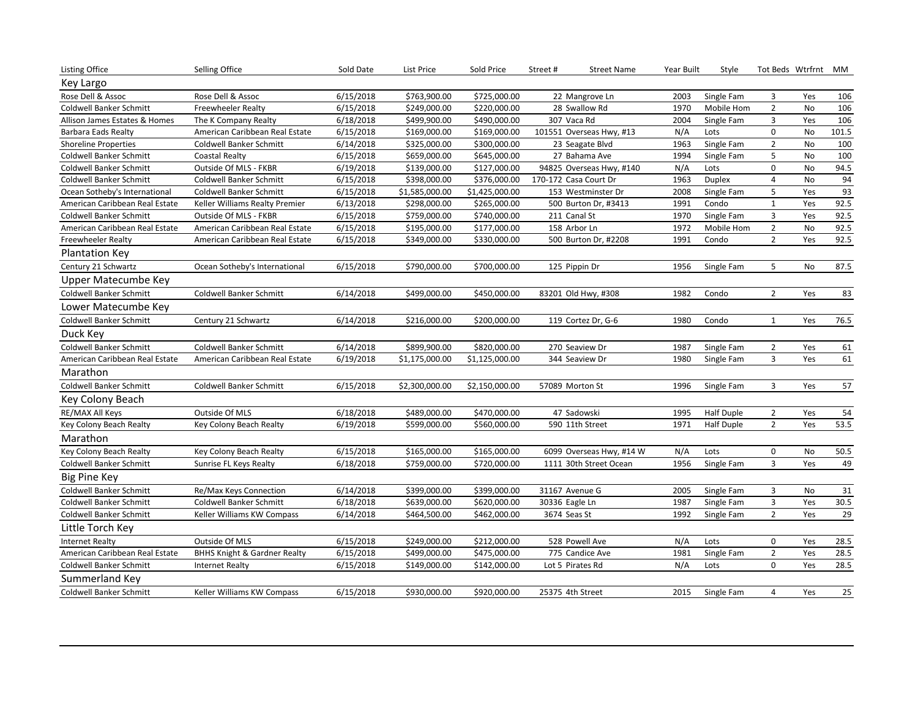| Listing Office | Selling Office | Sold Date | List Price | Sold Price | Street # | Street Name | Year Built | Style | Tot Beds | Wtrfrnt | MM |
|---|---|---|---|---|---|---|---|---|---|---|---|
| **Key Largo** | | | | | | | | | | | |
| Rose Dell & Assoc | Rose Dell & Assoc | 6/15/2018 | $763,900.00 | $725,000.00 | 22 | Mangrove Ln | 2003 | Single Fam | 3 | Yes | 106 |
| Coldwell Banker Schmitt | Freewheeler Realty | 6/15/2018 | $249,000.00 | $220,000.00 | 28 | Swallow Rd | 1970 | Mobile Hom | 2 | No | 106 |
| Allison James Estates & Homes | The K Company Realty | 6/18/2018 | $499,900.00 | $490,000.00 | 307 | Vaca Rd | 2004 | Single Fam | 3 | Yes | 106 |
| Barbara Eads Realty | American Caribbean Real Estate | 6/15/2018 | $169,000.00 | $169,000.00 | 101551 | Overseas Hwy, #13 | N/A | Lots | 0 | No | 101.5 |
| Shoreline Properties | Coldwell Banker Schmitt | 6/14/2018 | $325,000.00 | $300,000.00 | 23 | Seagate Blvd | 1963 | Single Fam | 2 | No | 100 |
| Coldwell Banker Schmitt | Coastal Realty | 6/15/2018 | $659,000.00 | $645,000.00 | 27 | Bahama Ave | 1994 | Single Fam | 5 | No | 100 |
| Coldwell Banker Schmitt | Outside Of MLS - FKBR | 6/19/2018 | $139,000.00 | $127,000.00 | 94825 | Overseas Hwy, #140 | N/A | Lots | 0 | No | 94.5 |
| Coldwell Banker Schmitt | Coldwell Banker Schmitt | 6/15/2018 | $398,000.00 | $376,000.00 | 170-172 | Casa Court Dr | 1963 | Duplex | 4 | No | 94 |
| Ocean Sotheby's International | Coldwell Banker Schmitt | 6/15/2018 | $1,585,000.00 | $1,425,000.00 | 153 | Westminster Dr | 2008 | Single Fam | 5 | Yes | 93 |
| American Caribbean Real Estate | Keller Williams Realty Premier | 6/13/2018 | $298,000.00 | $265,000.00 | 500 | Burton Dr, #3413 | 1991 | Condo | 1 | Yes | 92.5 |
| Coldwell Banker Schmitt | Outside Of MLS - FKBR | 6/15/2018 | $759,000.00 | $740,000.00 | 211 | Canal St | 1970 | Single Fam | 3 | Yes | 92.5 |
| American Caribbean Real Estate | American Caribbean Real Estate | 6/15/2018 | $195,000.00 | $177,000.00 | 158 | Arbor Ln | 1972 | Mobile Hom | 2 | No | 92.5 |
| Freewheeler Realty | American Caribbean Real Estate | 6/15/2018 | $349,000.00 | $330,000.00 | 500 | Burton Dr, #2208 | 1991 | Condo | 2 | Yes | 92.5 |
| **Plantation Key** | | | | | | | | | | | |
| Century 21 Schwartz | Ocean Sotheby's International | 6/15/2018 | $790,000.00 | $700,000.00 | 125 | Pippin Dr | 1956 | Single Fam | 5 | No | 87.5 |
| **Upper Matecumbe Key** | | | | | | | | | | | |
| Coldwell Banker Schmitt | Coldwell Banker Schmitt | 6/14/2018 | $499,000.00 | $450,000.00 | 83201 | Old Hwy, #308 | 1982 | Condo | 2 | Yes | 83 |
| **Lower Matecumbe Key** | | | | | | | | | | | |
| Coldwell Banker Schmitt | Century 21 Schwartz | 6/14/2018 | $216,000.00 | $200,000.00 | 119 | Cortez Dr, G-6 | 1980 | Condo | 1 | Yes | 76.5 |
| **Duck Key** | | | | | | | | | | | |
| Coldwell Banker Schmitt | Coldwell Banker Schmitt | 6/14/2018 | $899,900.00 | $820,000.00 | 270 | Seaview Dr | 1987 | Single Fam | 2 | Yes | 61 |
| American Caribbean Real Estate | American Caribbean Real Estate | 6/19/2018 | $1,175,000.00 | $1,125,000.00 | 344 | Seaview Dr | 1980 | Single Fam | 3 | Yes | 61 |
| **Marathon** | | | | | | | | | | | |
| Coldwell Banker Schmitt | Coldwell Banker Schmitt | 6/15/2018 | $2,300,000.00 | $2,150,000.00 | 57089 | Morton St | 1996 | Single Fam | 3 | Yes | 57 |
| **Key Colony Beach** | | | | | | | | | | | |
| RE/MAX All Keys | Outside Of MLS | 6/18/2018 | $489,000.00 | $470,000.00 | 47 | Sadowski | 1995 | Half Duple | 2 | Yes | 54 |
| Key Colony Beach Realty | Key Colony Beach Realty | 6/19/2018 | $599,000.00 | $560,000.00 | 590 | 11th Street | 1971 | Half Duple | 2 | Yes | 53.5 |
| **Marathon** | | | | | | | | | | | |
| Key Colony Beach Realty | Key Colony Beach Realty | 6/15/2018 | $165,000.00 | $165,000.00 | 6099 | Overseas Hwy, #14 W | N/A | Lots | 0 | No | 50.5 |
| Coldwell Banker Schmitt | Sunrise FL Keys Realty | 6/18/2018 | $759,000.00 | $720,000.00 | 1111 | 30th Street Ocean | 1956 | Single Fam | 3 | Yes | 49 |
| **Big Pine Key** | | | | | | | | | | | |
| Coldwell Banker Schmitt | Re/Max Keys Connection | 6/14/2018 | $399,000.00 | $399,000.00 | 31167 | Avenue G | 2005 | Single Fam | 3 | No | 31 |
| Coldwell Banker Schmitt | Coldwell Banker Schmitt | 6/18/2018 | $639,000.00 | $620,000.00 | 30336 | Eagle Ln | 1987 | Single Fam | 3 | Yes | 30.5 |
| Coldwell Banker Schmitt | Keller Williams KW Compass | 6/14/2018 | $464,500.00 | $462,000.00 | 3674 | Seas St | 1992 | Single Fam | 2 | Yes | 29 |
| **Little Torch Key** | | | | | | | | | | | |
| Internet Realty | Outside Of MLS | 6/15/2018 | $249,000.00 | $212,000.00 | 528 | Powell Ave | N/A | Lots | 0 | Yes | 28.5 |
| American Caribbean Real Estate | BHHS Knight & Gardner Realty | 6/15/2018 | $499,000.00 | $475,000.00 | 775 | Candice Ave | 1981 | Single Fam | 2 | Yes | 28.5 |
| Coldwell Banker Schmitt | Internet Realty | 6/15/2018 | $149,000.00 | $142,000.00 | Lot 5 | Pirates Rd | N/A | Lots | 0 | Yes | 28.5 |
| **Summerland Key** | | | | | | | | | | | |
| Coldwell Banker Schmitt | Keller Williams KW Compass | 6/15/2018 | $930,000.00 | $920,000.00 | 25375 | 4th Street | 2015 | Single Fam | 4 | Yes | 25 |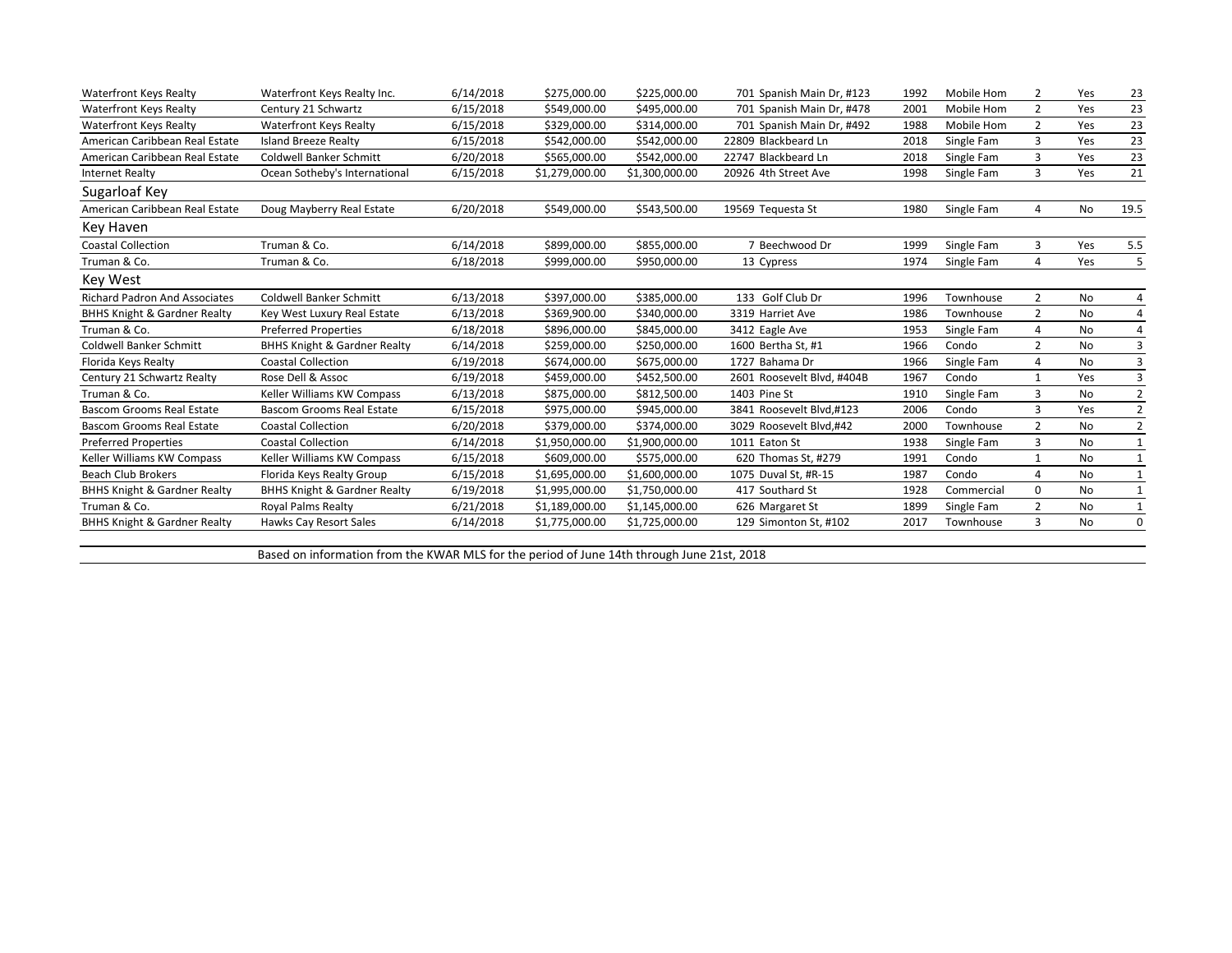| | | | | | | | | | | |
|---|---|---|---|---|---|---|---|---|---|---|
| Waterfront Keys Realty | Waterfront Keys Realty Inc. | 6/14/2018 | $275,000.00 | $225,000.00 | 701 Spanish Main Dr, #123 | 1992 | Mobile Hom | 2 | Yes | 23 |
| Waterfront Keys Realty | Century 21 Schwartz | 6/15/2018 | $549,000.00 | $495,000.00 | 701 Spanish Main Dr, #478 | 2001 | Mobile Hom | 2 | Yes | 23 |
| Waterfront Keys Realty | Waterfront Keys Realty | 6/15/2018 | $329,000.00 | $314,000.00 | 701 Spanish Main Dr, #492 | 1988 | Mobile Hom | 2 | Yes | 23 |
| American Caribbean Real Estate | Island Breeze Realty | 6/15/2018 | $542,000.00 | $542,000.00 | 22809 Blackbeard Ln | 2018 | Single Fam | 3 | Yes | 23 |
| American Caribbean Real Estate | Coldwell Banker Schmitt | 6/20/2018 | $565,000.00 | $542,000.00 | 22747 Blackbeard Ln | 2018 | Single Fam | 3 | Yes | 23 |
| Internet Realty | Ocean Sotheby's International | 6/15/2018 | $1,279,000.00 | $1,300,000.00 | 20926 4th Street Ave | 1998 | Single Fam | 3 | Yes | 21 |
| **Sugarloaf Key** | | | | | | | | | | |
| American Caribbean Real Estate | Doug Mayberry Real Estate | 6/20/2018 | $549,000.00 | $543,500.00 | 19569 Tequesta St | 1980 | Single Fam | 4 | No | 19.5 |
| **Key Haven** | | | | | | | | | | |
| Coastal Collection | Truman & Co. | 6/14/2018 | $899,000.00 | $855,000.00 | 7 Beechwood Dr | 1999 | Single Fam | 3 | Yes | 5.5 |
| Truman & Co. | Truman & Co. | 6/18/2018 | $999,000.00 | $950,000.00 | 13 Cypress | 1974 | Single Fam | 4 | Yes | 5 |
| **Key West** | | | | | | | | | | |
| Richard Padron And Associates | Coldwell Banker Schmitt | 6/13/2018 | $397,000.00 | $385,000.00 | 133 Golf Club Dr | 1996 | Townhouse | 2 | No | 4 |
| BHHS Knight & Gardner Realty | Key West Luxury Real Estate | 6/13/2018 | $369,900.00 | $340,000.00 | 3319 Harriet Ave | 1986 | Townhouse | 2 | No | 4 |
| Truman & Co. | Preferred Properties | 6/18/2018 | $896,000.00 | $845,000.00 | 3412 Eagle Ave | 1953 | Single Fam | 4 | No | 4 |
| Coldwell Banker Schmitt | BHHS Knight & Gardner Realty | 6/14/2018 | $259,000.00 | $250,000.00 | 1600 Bertha St, #1 | 1966 | Condo | 2 | No | 3 |
| Florida Keys Realty | Coastal Collection | 6/19/2018 | $674,000.00 | $675,000.00 | 1727 Bahama Dr | 1966 | Single Fam | 4 | No | 3 |
| Century 21 Schwartz Realty | Rose Dell & Assoc | 6/19/2018 | $459,000.00 | $452,500.00 | 2601 Roosevelt Blvd, #404B | 1967 | Condo | 1 | Yes | 3 |
| Truman & Co. | Keller Williams KW Compass | 6/13/2018 | $875,000.00 | $812,500.00 | 1403 Pine St | 1910 | Single Fam | 3 | No | 2 |
| Bascom Grooms Real Estate | Bascom Grooms Real Estate | 6/15/2018 | $975,000.00 | $945,000.00 | 3841 Roosevelt Blvd,#123 | 2006 | Condo | 3 | Yes | 2 |
| Bascom Grooms Real Estate | Coastal Collection | 6/20/2018 | $379,000.00 | $374,000.00 | 3029 Roosevelt Blvd,#42 | 2000 | Townhouse | 2 | No | 2 |
| Preferred Properties | Coastal Collection | 6/14/2018 | $1,950,000.00 | $1,900,000.00 | 1011 Eaton St | 1938 | Single Fam | 3 | No | 1 |
| Keller Williams KW Compass | Keller Williams KW Compass | 6/15/2018 | $609,000.00 | $575,000.00 | 620 Thomas St, #279 | 1991 | Condo | 1 | No | 1 |
| Beach Club Brokers | Florida Keys Realty Group | 6/15/2018 | $1,695,000.00 | $1,600,000.00 | 1075 Duval St, #R-15 | 1987 | Condo | 4 | No | 1 |
| BHHS Knight & Gardner Realty | BHHS Knight & Gardner Realty | 6/19/2018 | $1,995,000.00 | $1,750,000.00 | 417 Southard St | 1928 | Commercial | 0 | No | 1 |
| Truman & Co. | Royal Palms Realty | 6/21/2018 | $1,189,000.00 | $1,145,000.00 | 626 Margaret St | 1899 | Single Fam | 2 | No | 1 |
| BHHS Knight & Gardner Realty | Hawks Cay Resort Sales | 6/14/2018 | $1,775,000.00 | $1,725,000.00 | 129 Simonton St, #102 | 2017 | Townhouse | 3 | No | 0 |

Based on information from the KWAR MLS for the period of June 14th through June 21st, 2018